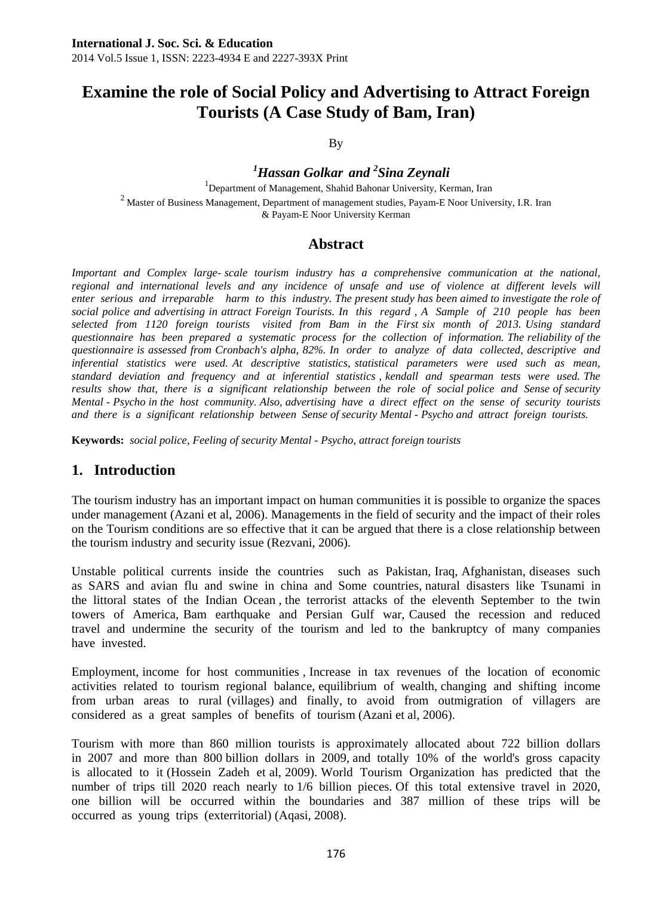**International J. Soc. Sci. & Education**
2014 Vol.5 Issue 1, ISSN: 2223-4934 E and 2227-393X Print

# Examine the role of Social Policy and Advertising to Attract Foreign Tourists (A Case Study of Bam, Iran)

By

***[1]Hassan Golkar and [2]Sina Zeynali***

[1]Department of Management, Shahid Bahonar University, Kerman, Iran

[2] Master of Business Management, Department of management studies, Payam-E Noor University, I.R. Iran & Payam-E Noor University Kerman

## Abstract

*Important and Complex large- scale tourism industry has a comprehensive communication at the national, regional and international levels and any incidence of unsafe and use of violence at different levels will enter serious and irreparable harm to this industry. The present study has been aimed to investigate the role of social police and advertising in attract Foreign Tourists. In this regard , A Sample of 210 people has been selected from 1120 foreign tourists visited from Bam in the First six month of 2013. Using standard questionnaire has been prepared a systematic process for the collection of information. The reliability of the questionnaire is assessed from Cronbach's alpha, 82%. In order to analyze of data collected, descriptive and inferential statistics were used. At descriptive statistics, statistical parameters were used such as mean, standard deviation and frequency and at inferential statistics , kendall and spearman tests were used. The results show that, there is a significant relationship between the role of social police and Sense of security Mental - Psycho in the host community. Also, advertising have a direct effect on the sense of security tourists and there is a significant relationship between Sense of security Mental - Psycho and attract foreign tourists.*

**Keywords:** *social police, Feeling of security Mental - Psycho, attract foreign tourists*

## 1. Introduction

The tourism industry has an important impact on human communities it is possible to organize the spaces under management (Azani et al, 2006). Managements in the field of security and the impact of their roles on the Tourism conditions are so effective that it can be argued that there is a close relationship between the tourism industry and security issue (Rezvani, 2006).

Unstable political currents inside the countries such as Pakistan, Iraq, Afghanistan, diseases such as SARS and avian flu and swine in china and Some countries, natural disasters like Tsunami in the littoral states of the Indian Ocean , the terrorist attacks of the eleventh September to the twin towers of America, Bam earthquake and Persian Gulf war, Caused the recession and reduced travel and undermine the security of the tourism and led to the bankruptcy of many companies have invested.

Employment, income for host communities , Increase in tax revenues of the location of economic activities related to tourism regional balance, equilibrium of wealth, changing and shifting income from urban areas to rural (villages) and finally, to avoid from outmigration of villagers are considered as a great samples of benefits of tourism (Azani et al, 2006).

Tourism with more than 860 million tourists is approximately allocated about 722 billion dollars in 2007 and more than 800 billion dollars in 2009, and totally 10% of the world's gross capacity is allocated to it (Hossein Zadeh et al, 2009). World Tourism Organization has predicted that the number of trips till 2020 reach nearly to 1/6 billion pieces. Of this total extensive travel in 2020, one billion will be occurred within the boundaries and 387 million of these trips will be occurred as young trips (exterritorial) (Aqasi, 2008).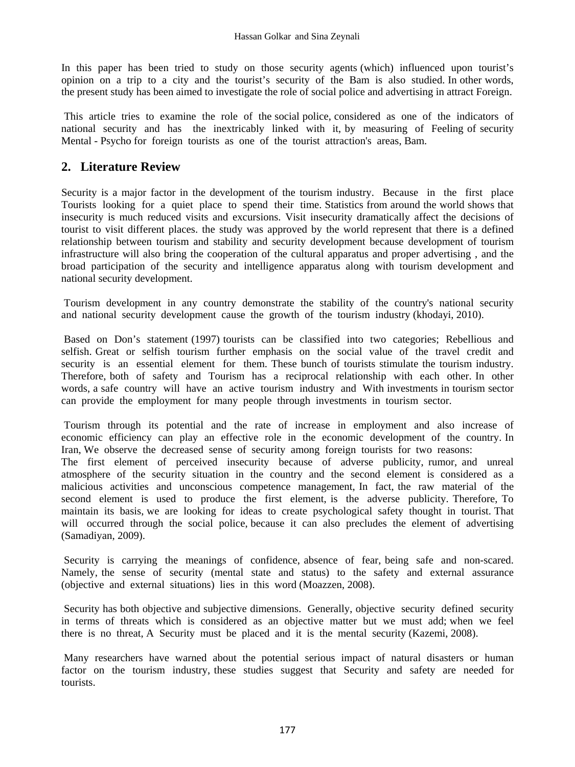In this paper has been tried to study on those security agents (which) influenced upon tourist's opinion on a trip to a city and the tourist's security of the Bam is also studied. In other words, the present study has been aimed to investigate the role of social police and advertising in attract Foreign.

This article tries to examine the role of the social police, considered as one of the indicators of national security and has the inextricably linked with it, by measuring of Feeling of security Mental - Psycho for foreign tourists as one of the tourist attraction's areas, Bam.

## 2. Literature Review

Security is a major factor in the development of the tourism industry. Because in the first place Tourists looking for a quiet place to spend their time. Statistics from around the world shows that insecurity is much reduced visits and excursions. Visit insecurity dramatically affect the decisions of tourist to visit different places. the study was approved by the world represent that there is a defined relationship between tourism and stability and security development because development of tourism infrastructure will also bring the cooperation of the cultural apparatus and proper advertising , and the broad participation of the security and intelligence apparatus along with tourism development and national security development.

Tourism development in any country demonstrate the stability of the country's national security and national security development cause the growth of the tourism industry (khodayi, 2010).

Based on Don's statement (1997) tourists can be classified into two categories; Rebellious and selfish. Great or selfish tourism further emphasis on the social value of the travel credit and security is an essential element for them. These bunch of tourists stimulate the tourism industry. Therefore, both of safety and Tourism has a reciprocal relationship with each other. In other words, a safe country will have an active tourism industry and With investments in tourism sector can provide the employment for many people through investments in tourism sector.

Tourism through its potential and the rate of increase in employment and also increase of economic efficiency can play an effective role in the economic development of the country. In Iran, We observe the decreased sense of security among foreign tourists for two reasons:
The first element of perceived insecurity because of adverse publicity, rumor, and unreal atmosphere of the security situation in the country and the second element is considered as a malicious activities and unconscious competence management, In fact, the raw material of the second element is used to produce the first element, is the adverse publicity. Therefore, To maintain its basis, we are looking for ideas to create psychological safety thought in tourist. That will occurred through the social police, because it can also precludes the element of advertising (Samadiyan, 2009).

Security is carrying the meanings of confidence, absence of fear, being safe and non-scared. Namely, the sense of security (mental state and status) to the safety and external assurance (objective and external situations) lies in this word (Moazzen, 2008).

Security has both objective and subjective dimensions. Generally, objective security defined security in terms of threats which is considered as an objective matter but we must add; when we feel there is no threat, A Security must be placed and it is the mental security (Kazemi, 2008).

Many researchers have warned about the potential serious impact of natural disasters or human factor on the tourism industry, these studies suggest that Security and safety are needed for tourists.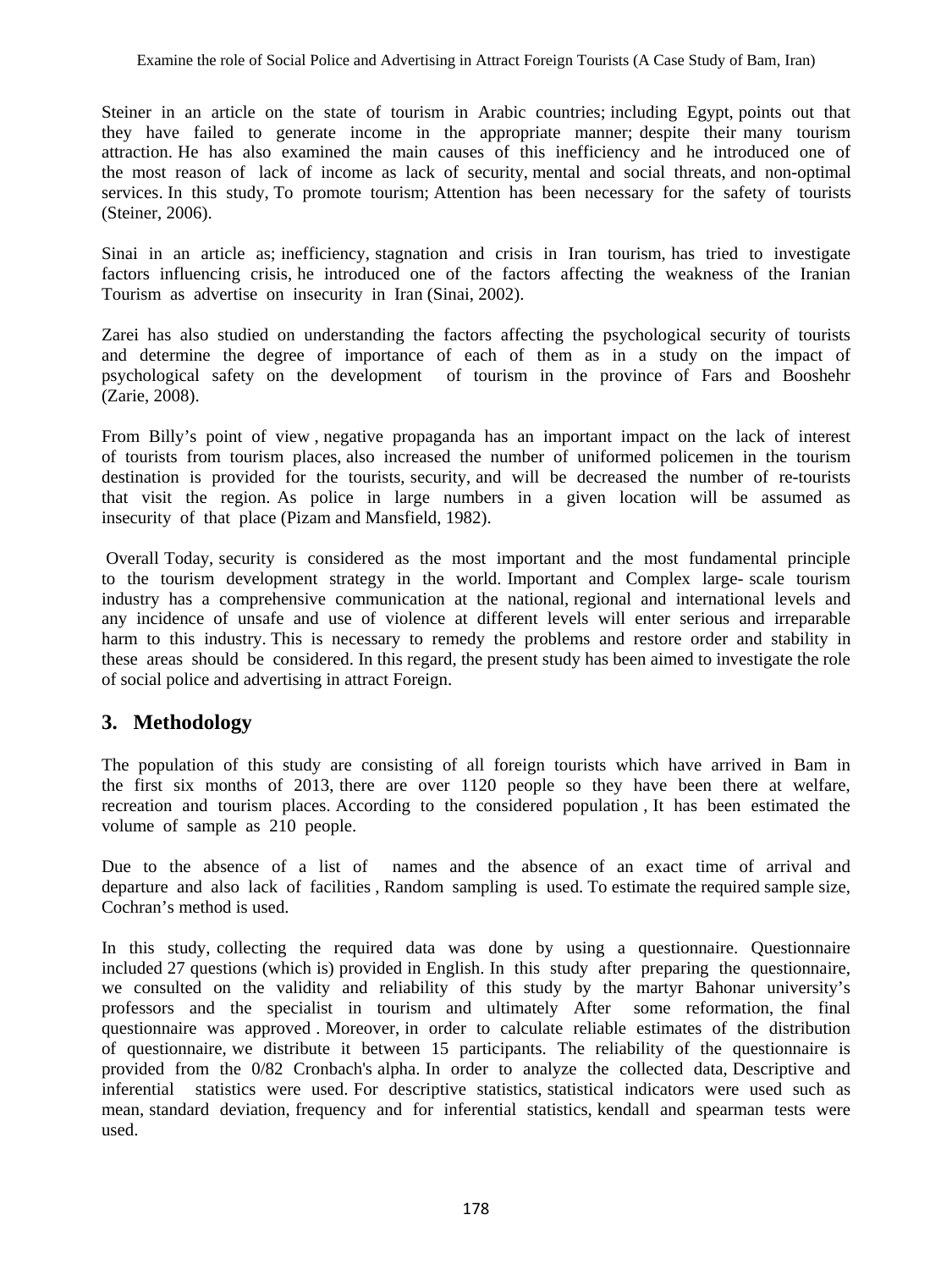Steiner in an article on the state of tourism in Arabic countries; including Egypt, points out that they have failed to generate income in the appropriate manner; despite their many tourism attraction. He has also examined the main causes of this inefficiency and he introduced one of the most reason of lack of income as lack of security, mental and social threats, and non-optimal services. In this study, To promote tourism; Attention has been necessary for the safety of tourists (Steiner, 2006).

Sinai in an article as; inefficiency, stagnation and crisis in Iran tourism, has tried to investigate factors influencing crisis, he introduced one of the factors affecting the weakness of the Iranian Tourism as advertise on insecurity in Iran (Sinai, 2002).

Zarei has also studied on understanding the factors affecting the psychological security of tourists and determine the degree of importance of each of them as in a study on the impact of psychological safety on the development of tourism in the province of Fars and Booshehr (Zarie, 2008).

From Billy's point of view , negative propaganda has an important impact on the lack of interest of tourists from tourism places, also increased the number of uniformed policemen in the tourism destination is provided for the tourists, security, and will be decreased the number of re-tourists that visit the region. As police in large numbers in a given location will be assumed as insecurity of that place (Pizam and Mansfield, 1982).

Overall Today, security is considered as the most important and the most fundamental principle to the tourism development strategy in the world. Important and Complex large- scale tourism industry has a comprehensive communication at the national, regional and international levels and any incidence of unsafe and use of violence at different levels will enter serious and irreparable harm to this industry. This is necessary to remedy the problems and restore order and stability in these areas should be considered. In this regard, the present study has been aimed to investigate the role of social police and advertising in attract Foreign.

## 3. Methodology

The population of this study are consisting of all foreign tourists which have arrived in Bam in the first six months of 2013, there are over 1120 people so they have been there at welfare, recreation and tourism places. According to the considered population , It has been estimated the volume of sample as 210 people.

Due to the absence of a list of names and the absence of an exact time of arrival and departure and also lack of facilities , Random sampling is used. To estimate the required sample size, Cochran's method is used.

In this study, collecting the required data was done by using a questionnaire. Questionnaire included 27 questions (which is) provided in English. In this study after preparing the questionnaire, we consulted on the validity and reliability of this study by the martyr Bahonar university's professors and the specialist in tourism and ultimately After some reformation, the final questionnaire was approved . Moreover, in order to calculate reliable estimates of the distribution of questionnaire, we distribute it between 15 participants. The reliability of the questionnaire is provided from the 0/82 Cronbach's alpha. In order to analyze the collected data, Descriptive and inferential statistics were used. For descriptive statistics, statistical indicators were used such as mean, standard deviation, frequency and for inferential statistics, kendall and spearman tests were used.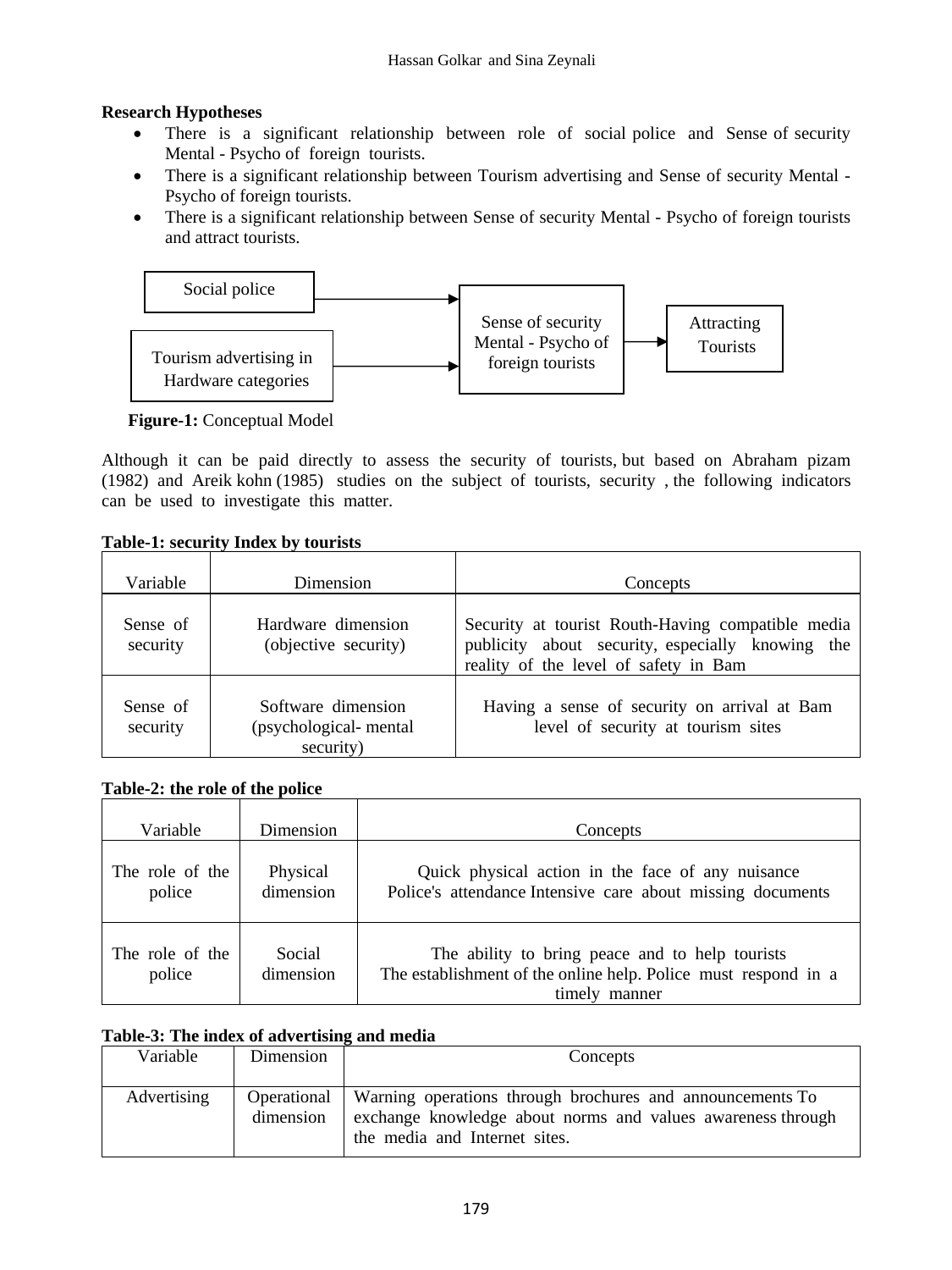**Research Hypotheses**

- There is a significant relationship between role of social police and Sense of security Mental - Psycho of foreign tourists.
- There is a significant relationship between Tourism advertising and Sense of security Mental - Psycho of foreign tourists.
- There is a significant relationship between Sense of security Mental - Psycho of foreign tourists and attract tourists.

Social police → Sense of security Mental - Psycho of foreign tourists

Tourism advertising in Hardware categories → Sense of security Mental - Psycho of foreign tourists

Sense of security Mental - Psycho of foreign tourists → Attracting Tourists

**Figure-1:** Conceptual Model

Although it can be paid directly to assess the security of tourists, but based on Abraham pizam (1982) and Areik kohn (1985) studies on the subject of tourists, security , the following indicators can be used to investigate this matter.

**Table-1: security Index by tourists**

| Variable | Dimension | Concepts |
|---|---|---|
| Sense of security | Hardware dimension (objective security) | Security at tourist Routh-Having compatible media publicity about security, especially knowing the reality of the level of safety in Bam |
| Sense of security | Software dimension (psychological- mental security) | Having a sense of security on arrival at Bam level of security at tourism sites |

**Table-2: the role of the police**

| Variable | Dimension | Concepts |
|---|---|---|
| The role of the police | Physical dimension | Quick physical action in the face of any nuisance Police's attendance Intensive care about missing documents |
| The role of the police | Social dimension | The ability to bring peace and to help tourists The establishment of the online help. Police must respond in a timely manner |

**Table-3: The index of advertising and media**

| Variable | Dimension | Concepts |
|---|---|---|
| Advertising | Operational dimension | Warning operations through brochures and announcements To exchange knowledge about norms and values awareness through the media and Internet sites. |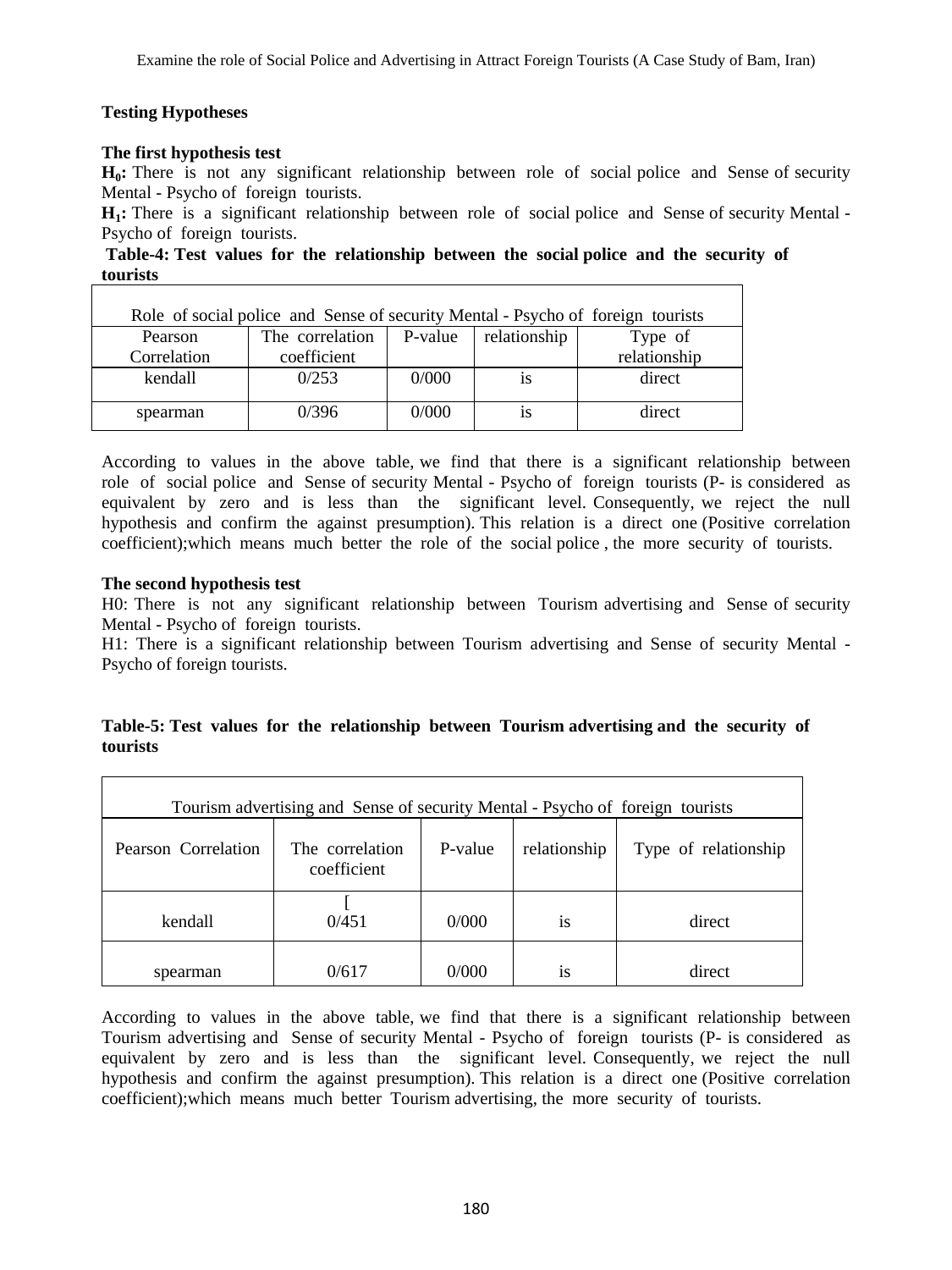### Testing Hypotheses

**The first hypothesis test**

**$H_0$:** There is not any significant relationship between role of social police and Sense of security Mental - Psycho of foreign tourists.

**$H_1$:** There is a significant relationship between role of social police and Sense of security Mental - Psycho of foreign tourists.

**Table-4: Test values for the relationship between the social police and the security of tourists**

| Role of social police and Sense of security Mental - Psycho of foreign tourists | | | | |
|---|---|---|---|---|
| Pearson Correlation | The correlation coefficient | P-value | relationship | Type of relationship |
| kendall | 0/253 | 0/000 | is | direct |
| spearman | 0/396 | 0/000 | is | direct |

According to values in the above table, we find that there is a significant relationship between role of social police and Sense of security Mental - Psycho of foreign tourists (P- is considered as equivalent by zero and is less than the significant level. Consequently, we reject the null hypothesis and confirm the against presumption). This relation is a direct one (Positive correlation coefficient);which means much better the role of the social police , the more security of tourists.

**The second hypothesis test**

H0: There is not any significant relationship between Tourism advertising and Sense of security Mental - Psycho of foreign tourists.

H1: There is a significant relationship between Tourism advertising and Sense of security Mental - Psycho of foreign tourists.

**Table-5: Test values for the relationship between Tourism advertising and the security of tourists**

| Tourism advertising and Sense of security Mental - Psycho of foreign tourists | | | | |
|---|---|---|---|---|
| Pearson Correlation | The correlation coefficient | P-value | relationship | Type of relationship |
| kendall | [ 0/451 | 0/000 | is | direct |
| spearman | 0/617 | 0/000 | is | direct |

According to values in the above table, we find that there is a significant relationship between Tourism advertising and Sense of security Mental - Psycho of foreign tourists (P- is considered as equivalent by zero and is less than the significant level. Consequently, we reject the null hypothesis and confirm the against presumption). This relation is a direct one (Positive correlation coefficient);which means much better Tourism advertising, the more security of tourists.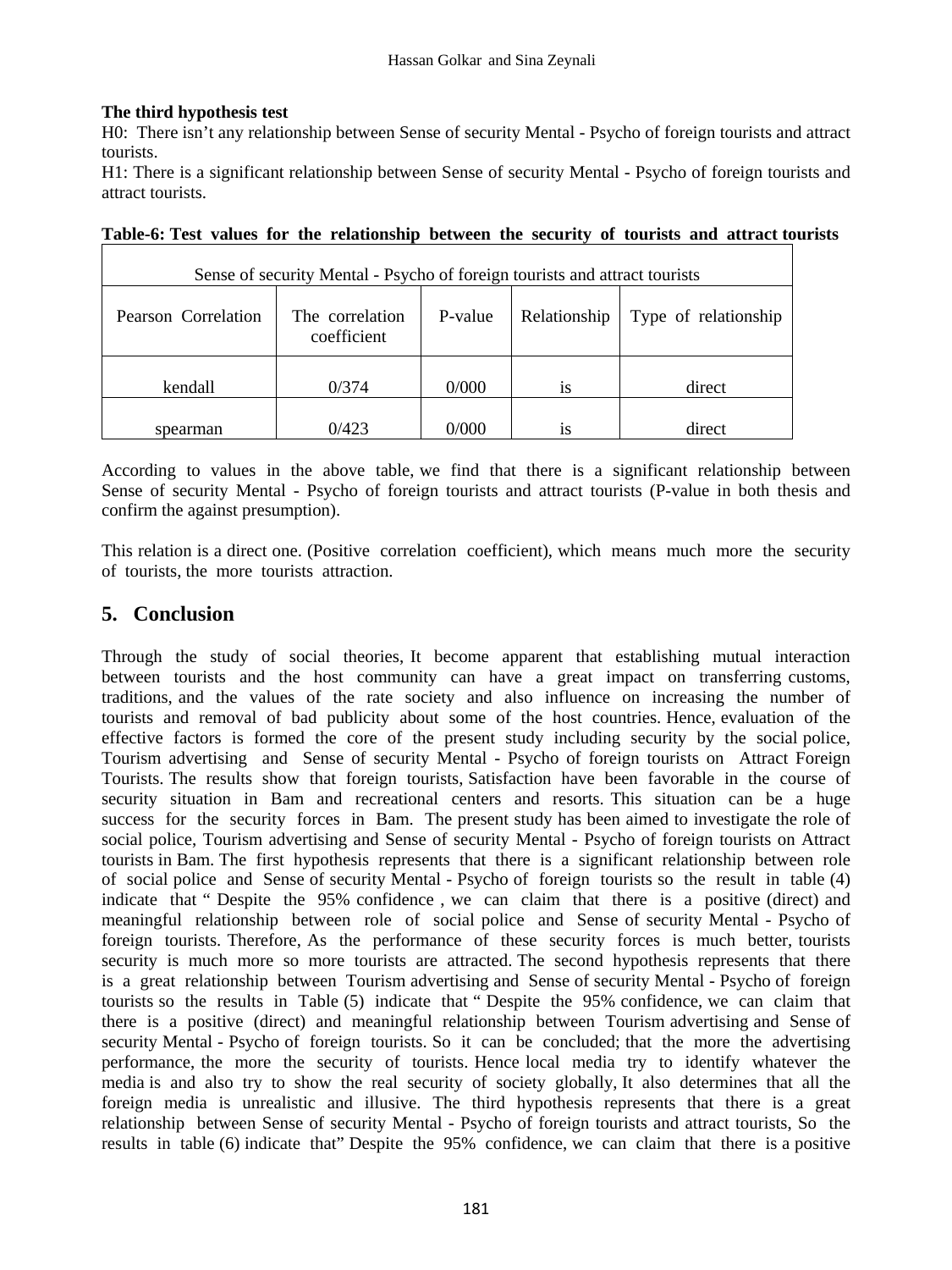**The third hypothesis test**

H0: There isn't any relationship between Sense of security Mental - Psycho of foreign tourists and attract tourists.

H1: There is a significant relationship between Sense of security Mental - Psycho of foreign tourists and attract tourists.

**Table-6: Test values for the relationship between the security of tourists and attract tourists**

| Sense of security Mental - Psycho of foreign tourists and attract tourists | | | | |
|---|---|---|---|---|
| Pearson Correlation | The correlation coefficient | P-value | Relationship | Type of relationship |
| kendall | 0/374 | 0/000 | is | direct |
| spearman | 0/423 | 0/000 | is | direct |

According to values in the above table, we find that there is a significant relationship between Sense of security Mental - Psycho of foreign tourists and attract tourists (P-value in both thesis and confirm the against presumption).

This relation is a direct one. (Positive correlation coefficient), which means much more the security of tourists, the more tourists attraction.

## 5. Conclusion

Through the study of social theories, It become apparent that establishing mutual interaction between tourists and the host community can have a great impact on transferring customs, traditions, and the values of the rate society and also influence on increasing the number of tourists and removal of bad publicity about some of the host countries. Hence, evaluation of the effective factors is formed the core of the present study including security by the social police, Tourism advertising and Sense of security Mental - Psycho of foreign tourists on Attract Foreign Tourists. The results show that foreign tourists, Satisfaction have been favorable in the course of security situation in Bam and recreational centers and resorts. This situation can be a huge success for the security forces in Bam. The present study has been aimed to investigate the role of social police, Tourism advertising and Sense of security Mental - Psycho of foreign tourists on Attract tourists in Bam. The first hypothesis represents that there is a significant relationship between role of social police and Sense of security Mental - Psycho of foreign tourists so the result in table (4) indicate that " Despite the 95% confidence , we can claim that there is a positive (direct) and meaningful relationship between role of social police and Sense of security Mental - Psycho of foreign tourists. Therefore, As the performance of these security forces is much better, tourists security is much more so more tourists are attracted. The second hypothesis represents that there is a great relationship between Tourism advertising and Sense of security Mental - Psycho of foreign tourists so the results in Table (5) indicate that " Despite the 95% confidence, we can claim that there is a positive (direct) and meaningful relationship between Tourism advertising and Sense of security Mental - Psycho of foreign tourists. So it can be concluded; that the more the advertising performance, the more the security of tourists. Hence local media try to identify whatever the media is and also try to show the real security of society globally, It also determines that all the foreign media is unrealistic and illusive. The third hypothesis represents that there is a great relationship between Sense of security Mental - Psycho of foreign tourists and attract tourists, So the results in table (6) indicate that" Despite the 95% confidence, we can claim that there is a positive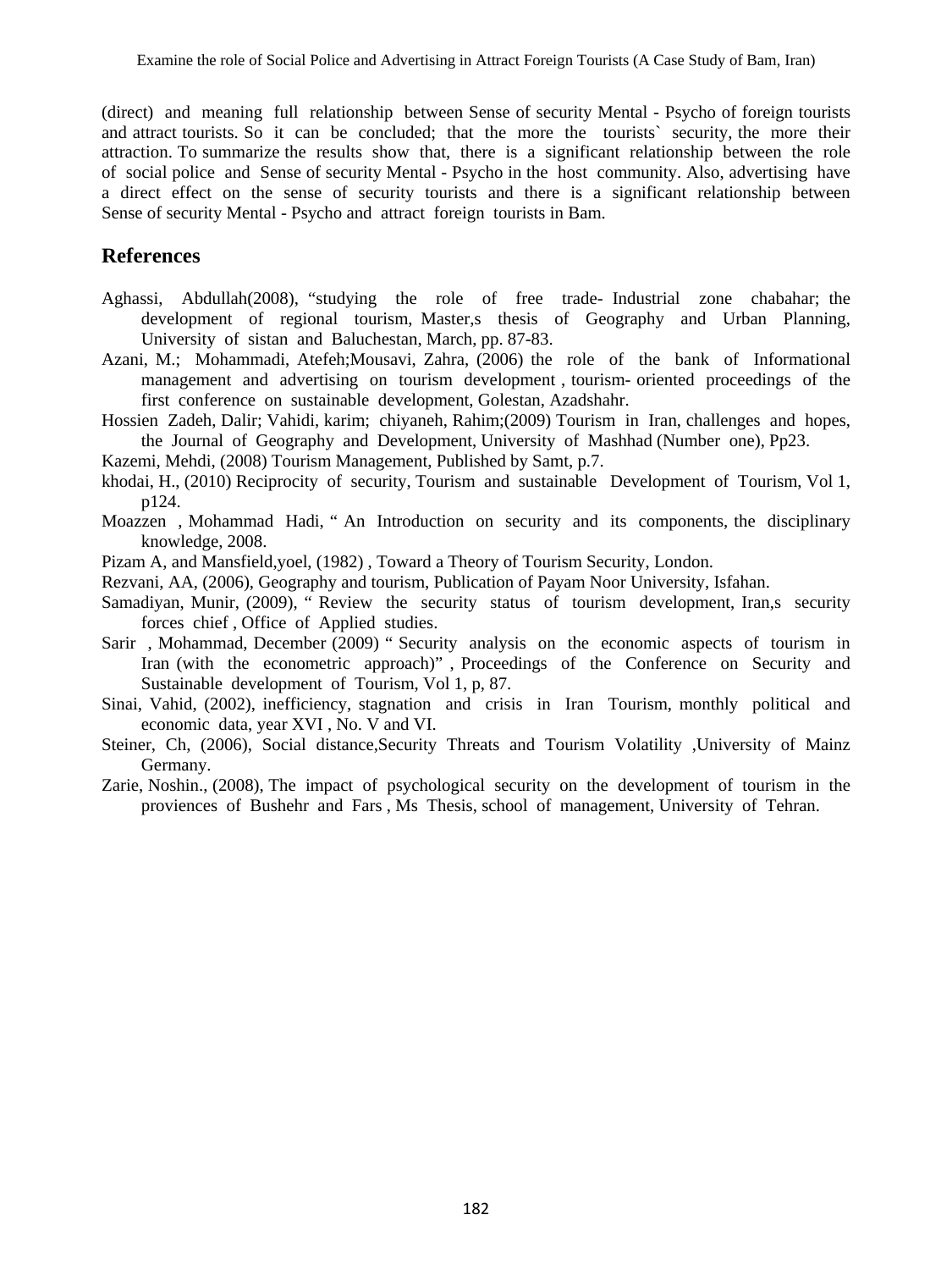(direct) and meaning full relationship between Sense of security Mental - Psycho of foreign tourists and attract tourists. So it can be concluded; that the more the tourists` security, the more their attraction. To summarize the results show that, there is a significant relationship between the role of social police and Sense of security Mental - Psycho in the host community. Also, advertising have a direct effect on the sense of security tourists and there is a significant relationship between Sense of security Mental - Psycho and attract foreign tourists in Bam.

## References

Aghassi, Abdullah(2008), "studying the role of free trade- Industrial zone chabahar; the development of regional tourism, Master,s thesis of Geography and Urban Planning, University of sistan and Baluchestan, March, pp. 87-83.

Azani, M.; Mohammadi, Atefeh;Mousavi, Zahra, (2006) the role of the bank of Informational management and advertising on tourism development , tourism- oriented proceedings of the first conference on sustainable development, Golestan, Azadshahr.

Hossien Zadeh, Dalir; Vahidi, karim; chiyaneh, Rahim;(2009) Tourism in Iran, challenges and hopes, the Journal of Geography and Development, University of Mashhad (Number one), Pp23.

Kazemi, Mehdi, (2008) Tourism Management, Published by Samt, p.7.

khodai, H., (2010) Reciprocity of security, Tourism and sustainable Development of Tourism, Vol 1, p124.

Moazzen , Mohammad Hadi, " An Introduction on security and its components, the disciplinary knowledge, 2008.

Pizam A, and Mansfield,yoel, (1982) , Toward a Theory of Tourism Security, London.

Rezvani, AA, (2006), Geography and tourism, Publication of Payam Noor University, Isfahan.

Samadiyan, Munir, (2009), " Review the security status of tourism development, Iran,s security forces chief , Office of Applied studies.

Sarir , Mohammad, December (2009) " Security analysis on the economic aspects of tourism in Iran (with the econometric approach)" , Proceedings of the Conference on Security and Sustainable development of Tourism, Vol 1, p, 87.

Sinai, Vahid, (2002), inefficiency, stagnation and crisis in Iran Tourism, monthly political and economic data, year XVI , No. V and VI.

Steiner, Ch, (2006), Social distance,Security Threats and Tourism Volatility ,University of Mainz Germany.

Zarie, Noshin., (2008), The impact of psychological security on the development of tourism in the proviences of Bushehr and Fars , Ms Thesis, school of management, University of Tehran.